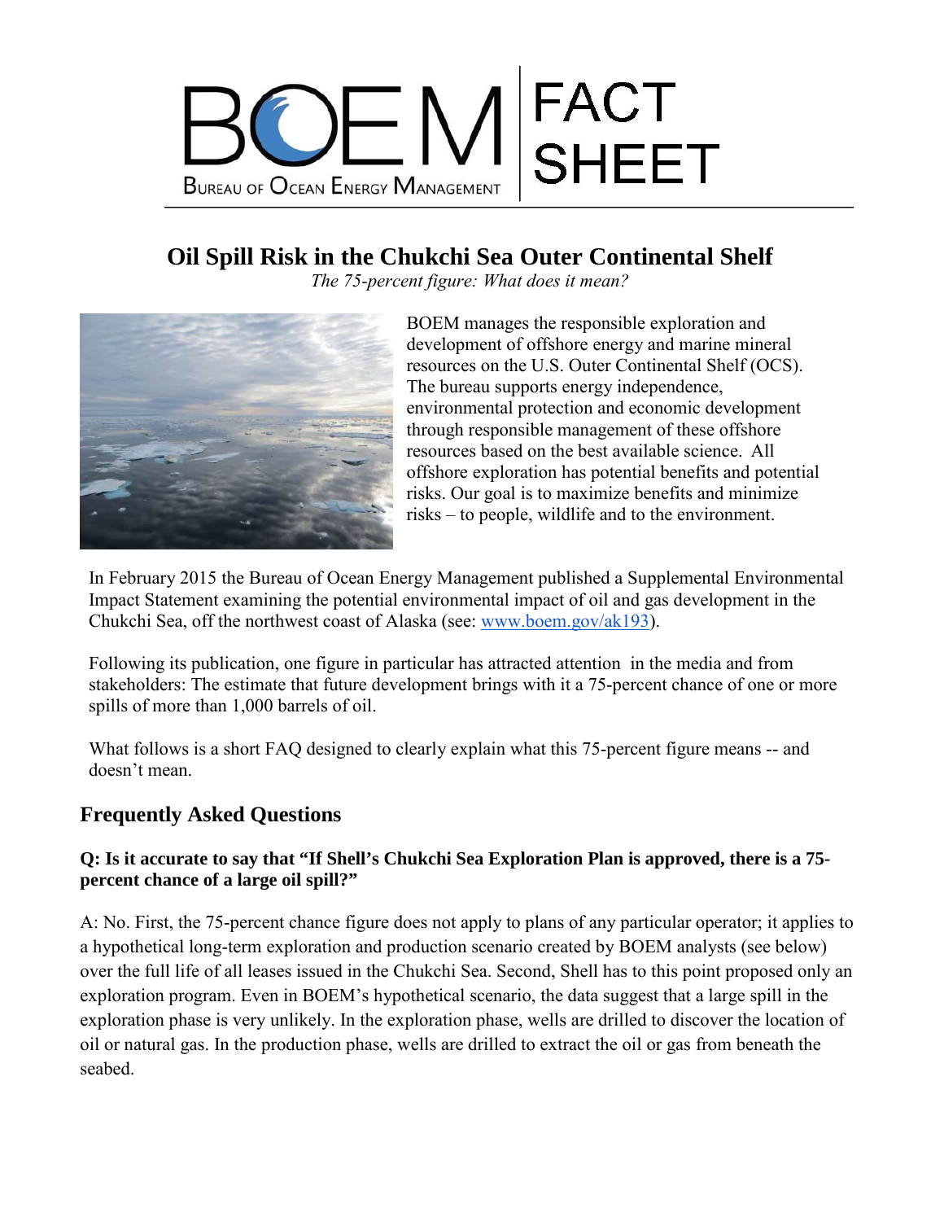BOEM — Bureau of Ocean Energy Management | FACT SHEET

# Oil Spill Risk in the Chukchi Sea Outer Continental Shelf

*The 75-percent figure: What does it mean?*

BOEM manages the responsible exploration and development of offshore energy and marine mineral resources on the U.S. Outer Continental Shelf (OCS). The bureau supports energy independence, environmental protection and economic development through responsible management of these offshore resources based on the best available science. All offshore exploration has potential benefits and potential risks. Our goal is to maximize benefits and minimize risks – to people, wildlife and to the environment.

In February 2015 the Bureau of Ocean Energy Management published a Supplemental Environmental Impact Statement examining the potential environmental impact of oil and gas development in the Chukchi Sea, off the northwest coast of Alaska (see: www.boem.gov/ak193).

Following its publication, one figure in particular has attracted attention in the media and from stakeholders: The estimate that future development brings with it a 75-percent chance of one or more spills of more than 1,000 barrels of oil.

What follows is a short FAQ designed to clearly explain what this 75-percent figure means -- and doesn't mean.

## Frequently Asked Questions

**Q: Is it accurate to say that "If Shell's Chukchi Sea Exploration Plan is approved, there is a 75-percent chance of a large oil spill?"**

A: No. First, the 75-percent chance figure does not apply to plans of any particular operator; it applies to a hypothetical long-term exploration and production scenario created by BOEM analysts (see below) over the full life of all leases issued in the Chukchi Sea. Second, Shell has to this point proposed only an exploration program. Even in BOEM's hypothetical scenario, the data suggest that a large spill in the exploration phase is very unlikely. In the exploration phase, wells are drilled to discover the location of oil or natural gas. In the production phase, wells are drilled to extract the oil or gas from beneath the seabed.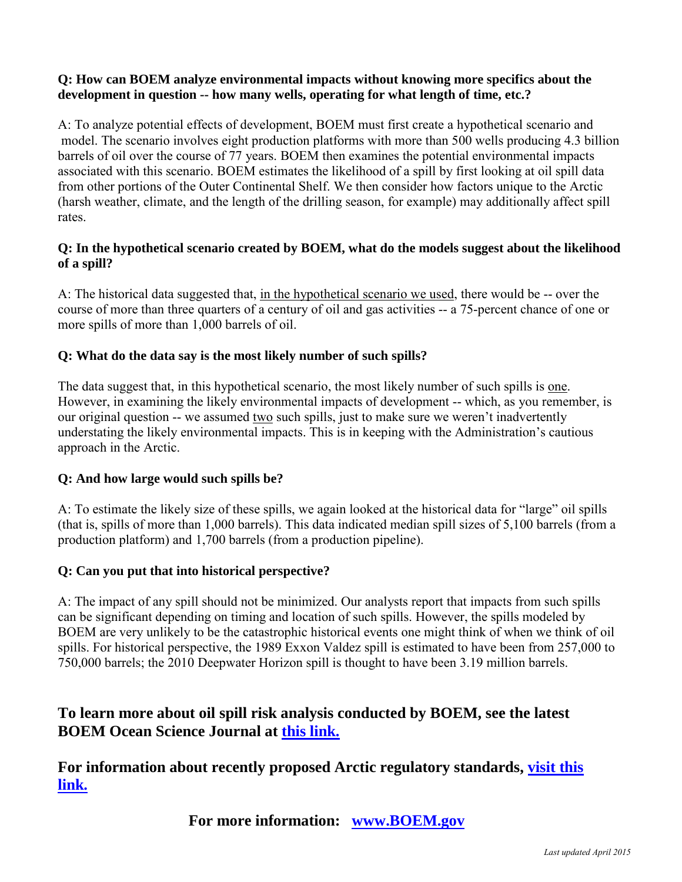**Q: How can BOEM analyze environmental impacts without knowing more specifics about the development in question -- how many wells, operating for what length of time, etc.?**

A: To analyze potential effects of development, BOEM must first create a hypothetical scenario and model. The scenario involves eight production platforms with more than 500 wells producing 4.3 billion barrels of oil over the course of 77 years. BOEM then examines the potential environmental impacts associated with this scenario. BOEM estimates the likelihood of a spill by first looking at oil spill data from other portions of the Outer Continental Shelf. We then consider how factors unique to the Arctic (harsh weather, climate, and the length of the drilling season, for example) may additionally affect spill rates.

**Q: In the hypothetical scenario created by BOEM, what do the models suggest about the likelihood of a spill?**

A: The historical data suggested that, <u>in the hypothetical scenario we used</u>, there would be -- over the course of more than three quarters of a century of oil and gas activities -- a 75-percent chance of one or more spills of more than 1,000 barrels of oil.

**Q: What do the data say is the most likely number of such spills?**

The data suggest that, in this hypothetical scenario, the most likely number of such spills is <u>one</u>. However, in examining the likely environmental impacts of development -- which, as you remember, is our original question -- we assumed <u>two</u> such spills, just to make sure we weren't inadvertently understating the likely environmental impacts. This is in keeping with the Administration's cautious approach in the Arctic.

**Q: And how large would such spills be?**

A: To estimate the likely size of these spills, we again looked at the historical data for "large" oil spills (that is, spills of more than 1,000 barrels). This data indicated median spill sizes of 5,100 barrels (from a production platform) and 1,700 barrels (from a production pipeline).

**Q: Can you put that into historical perspective?**

A: The impact of any spill should not be minimized. Our analysts report that impacts from such spills can be significant depending on timing and location of such spills. However, the spills modeled by BOEM are very unlikely to be the catastrophic historical events one might think of when we think of oil spills. For historical perspective, the 1989 Exxon Valdez spill is estimated to have been from 257,000 to 750,000 barrels; the 2010 Deepwater Horizon spill is thought to have been 3.19 million barrels.

## To learn more about oil spill risk analysis conducted by BOEM, see the latest BOEM Ocean Science Journal at [this link.]

## For information about recently proposed Arctic regulatory standards, [visit this link.]

**For more information: [www.BOEM.gov]**

*Last updated April 2015*